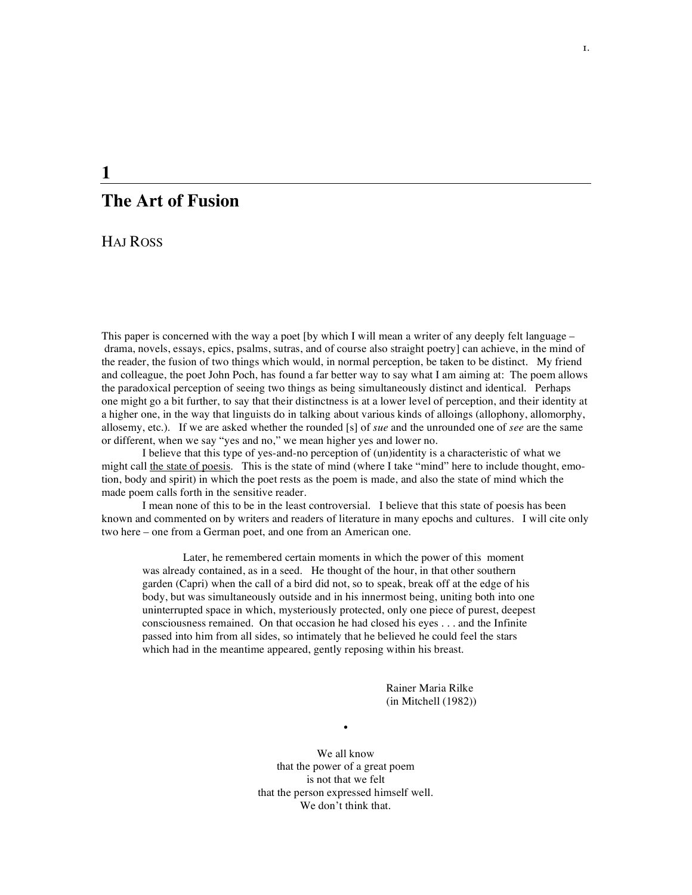# 1

# The Art of Fusion

HAJ ROSS

This paper is concerned with the way a poet [by which I will mean a writer of any deeply felt language – drama, novels, essays, epics, psalms, sutras, and of course also straight poetry] can achieve, in the mind of the reader, the fusion of two things which would, in normal perception, be taken to be distinct. My friend and colleague, the poet John Poch, has found a far better way to say what I am aiming at: The poem allows the paradoxical perception of seeing two things as being simultaneously distinct and identical. Perhaps one might go a bit further, to say that their distinctness is at a lower level of perception, and their identity at a higher one, in the way that linguists do in talking about various kinds of alloings (allophony, allomorphy, allosemy, etc.). If we are asked whether the rounded [s] of *sue* and the unrounded one of *see* are the same or different, when we say "yes and no," we mean higher yes and lower no.

I believe that this type of yes-and-no perception of (un)identity is a characteristic of what we might call <u>the state of poesis</u>. This is the state of mind (where I take "mind" here to include thought, emotion, body and spirit) in which the poet rests as the poem is made, and also the state of mind which the made poem calls forth in the sensitive reader.

I mean none of this to be in the least controversial. I believe that this state of poesis has been known and commented on by writers and readers of literature in many epochs and cultures. I will cite only two here – one from a German poet, and one from an American one.

> Later, he remembered certain moments in which the power of this moment was already contained, as in a seed. He thought of the hour, in that other southern garden (Capri) when the call of a bird did not, so to speak, break off at the edge of his body, but was simultaneously outside and in his innermost being, uniting both into one uninterrupted space in which, mysteriously protected, only one piece of purest, deepest consciousness remained. On that occasion he had closed his eyes . . . and the Infinite passed into him from all sides, so intimately that he believed he could feel the stars which had in the meantime appeared, gently reposing within his breast.
>
> Rainer Maria Rilke
> (in Mitchell (1982))

•

We all know
that the power of a great poem
is not that we felt
that the person expressed himself well.
We don't think that.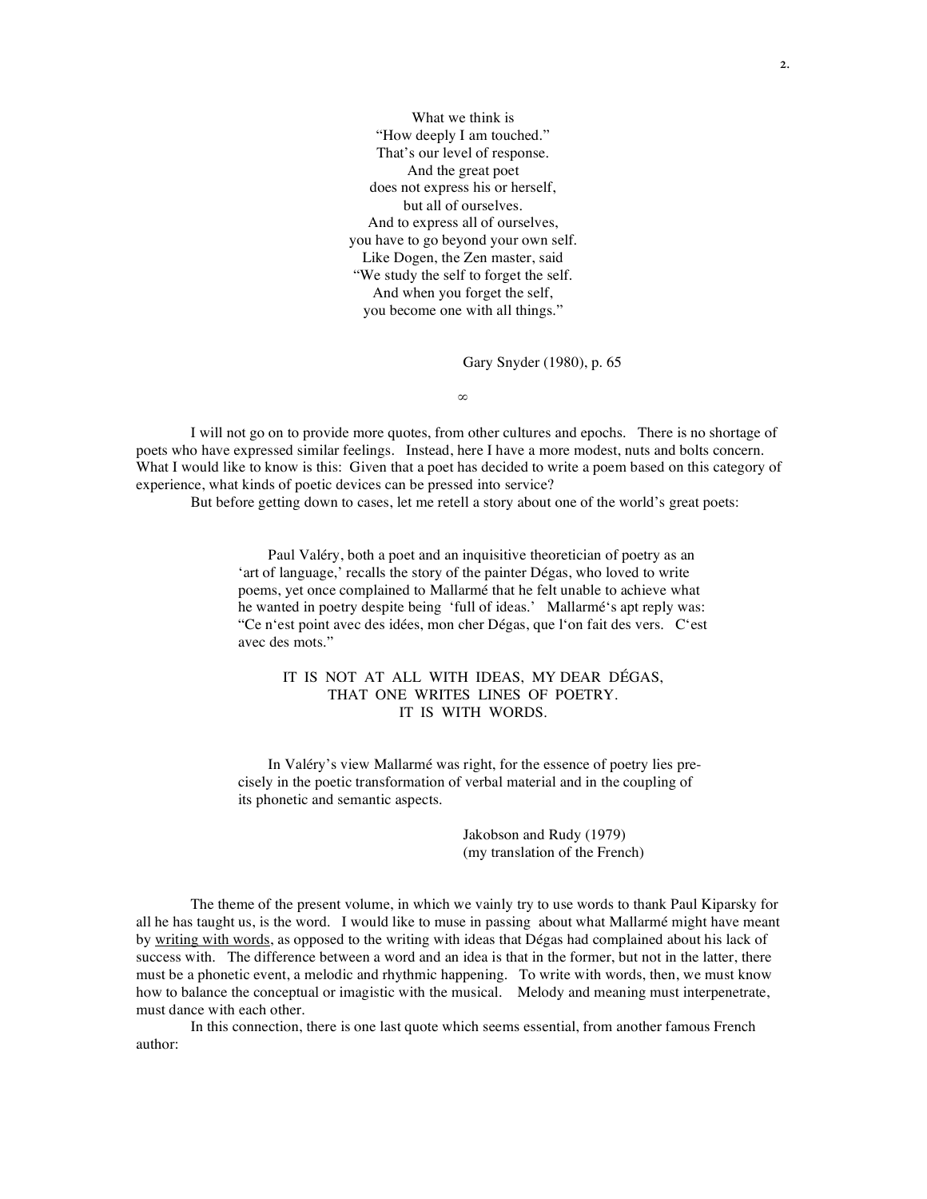What we think is  
"How deeply I am touched."  
That's our level of response.  
And the great poet  
does not express his or herself,  
but all of ourselves.  
And to express all of ourselves,  
you have to go beyond your own self.  
Like Dogen, the Zen master, said  
"We study the self to forget the self.  
And when you forget the self,  
you become one with all things."

Gary Snyder (1980), p. 65

∞

I will not go on to provide more quotes, from other cultures and epochs. There is no shortage of poets who have expressed similar feelings. Instead, here I have a more modest, nuts and bolts concern. What I would like to know is this: Given that a poet has decided to write a poem based on this category of experience, what kinds of poetic devices can be pressed into service?

But before getting down to cases, let me retell a story about one of the world's great poets:

> Paul Valéry, both a poet and an inquisitive theoretician of poetry as an 'art of language,' recalls the story of the painter Dégas, who loved to write poems, yet once complained to Mallarmé that he felt unable to achieve what he wanted in poetry despite being 'full of ideas.' Mallarmé's apt reply was: "Ce n'est point avec des idées, mon cher Dégas, que l'on fait des vers. C'est avec des mots."
>
> IT IS NOT AT ALL WITH IDEAS, MY DEAR DÉGAS,  
> THAT ONE WRITES LINES OF POETRY.  
> IT IS WITH WORDS.
>
> In Valéry's view Mallarmé was right, for the essence of poetry lies precisely in the poetic transformation of verbal material and in the coupling of its phonetic and semantic aspects.
>
> Jakobson and Rudy (1979)  
> (my translation of the French)

The theme of the present volume, in which we vainly try to use words to thank Paul Kiparsky for all he has taught us, is the word. I would like to muse in passing about what Mallarmé might have meant by <u>writing with words</u>, as opposed to the writing with ideas that Dégas had complained about his lack of success with. The difference between a word and an idea is that in the former, but not in the latter, there must be a phonetic event, a melodic and rhythmic happening. To write with words, then, we must know how to balance the conceptual or imagistic with the musical. Melody and meaning must interpenetrate, must dance with each other.

In this connection, there is one last quote which seems essential, from another famous French author: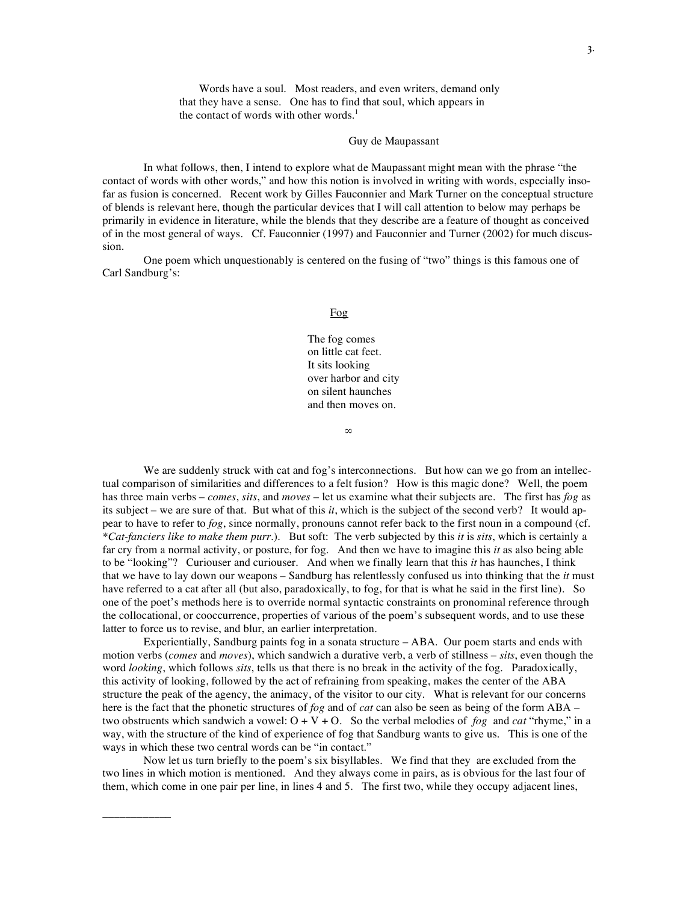> Words have a soul. Most readers, and even writers, demand only that they have a sense. One has to find that soul, which appears in the contact of words with other words.[1]
>
> Guy de Maupassant

In what follows, then, I intend to explore what de Maupassant might mean with the phrase "the contact of words with other words," and how this notion is involved in writing with words, especially insofar as fusion is concerned. Recent work by Gilles Fauconnier and Mark Turner on the conceptual structure of blends is relevant here, though the particular devices that I will call attention to below may perhaps be primarily in evidence in literature, while the blends that they describe are a feature of thought as conceived of in the most general of ways. Cf. Fauconnier (1997) and Fauconnier and Turner (2002) for much discussion.

One poem which unquestionably is centered on the fusing of "two" things is this famous one of Carl Sandburg's:

<u>Fog</u>

The fog comes
on little cat feet.
It sits looking
over harbor and city
on silent haunches
and then moves on.

∞

We are suddenly struck with cat and fog's interconnections. But how can we go from an intellectual comparison of similarities and differences to a felt fusion? How is this magic done? Well, the poem has three main verbs – *comes*, *sits*, and *moves* – let us examine what their subjects are. The first has *fog* as its subject – we are sure of that. But what of this *it*, which is the subject of the second verb? It would appear to have to refer to *fog*, since normally, pronouns cannot refer back to the first noun in a compound (cf. *\*Cat-fanciers like to make them purr*.). But soft: The verb subjected by this *it* is *sits*, which is certainly a far cry from a normal activity, or posture, for fog. And then we have to imagine this *it* as also being able to be "looking"? Curiouser and curiouser. And when we finally learn that this *it* has haunches, I think that we have to lay down our weapons – Sandburg has relentlessly confused us into thinking that the *it* must have referred to a cat after all (but also, paradoxically, to fog, for that is what he said in the first line). So one of the poet's methods here is to override normal syntactic constraints on pronominal reference through the collocational, or cooccurrence, properties of various of the poem's subsequent words, and to use these latter to force us to revise, and blur, an earlier interpretation.

Experientially, Sandburg paints fog in a sonata structure – ABA. Our poem starts and ends with motion verbs (*comes* and *moves*), which sandwich a durative verb, a verb of stillness – *sits*, even though the word *looking*, which follows *sits*, tells us that there is no break in the activity of the fog. Paradoxically, this activity of looking, followed by the act of refraining from speaking, makes the center of the ABA structure the peak of the agency, the animacy, of the visitor to our city. What is relevant for our concerns here is the fact that the phonetic structures of *fog* and of *cat* can also be seen as being of the form ABA – two obstruents which sandwich a vowel: O + V + O. So the verbal melodies of *fog* and *cat* "rhyme," in a way, with the structure of the kind of experience of fog that Sandburg wants to give us. This is one of the ways in which these two central words can be "in contact."

Now let us turn briefly to the poem's six bisyllables. We find that they are excluded from the two lines in which motion is mentioned. And they always come in pairs, as is obvious for the last four of them, which come in one pair per line, in lines 4 and 5. The first two, while they occupy adjacent lines,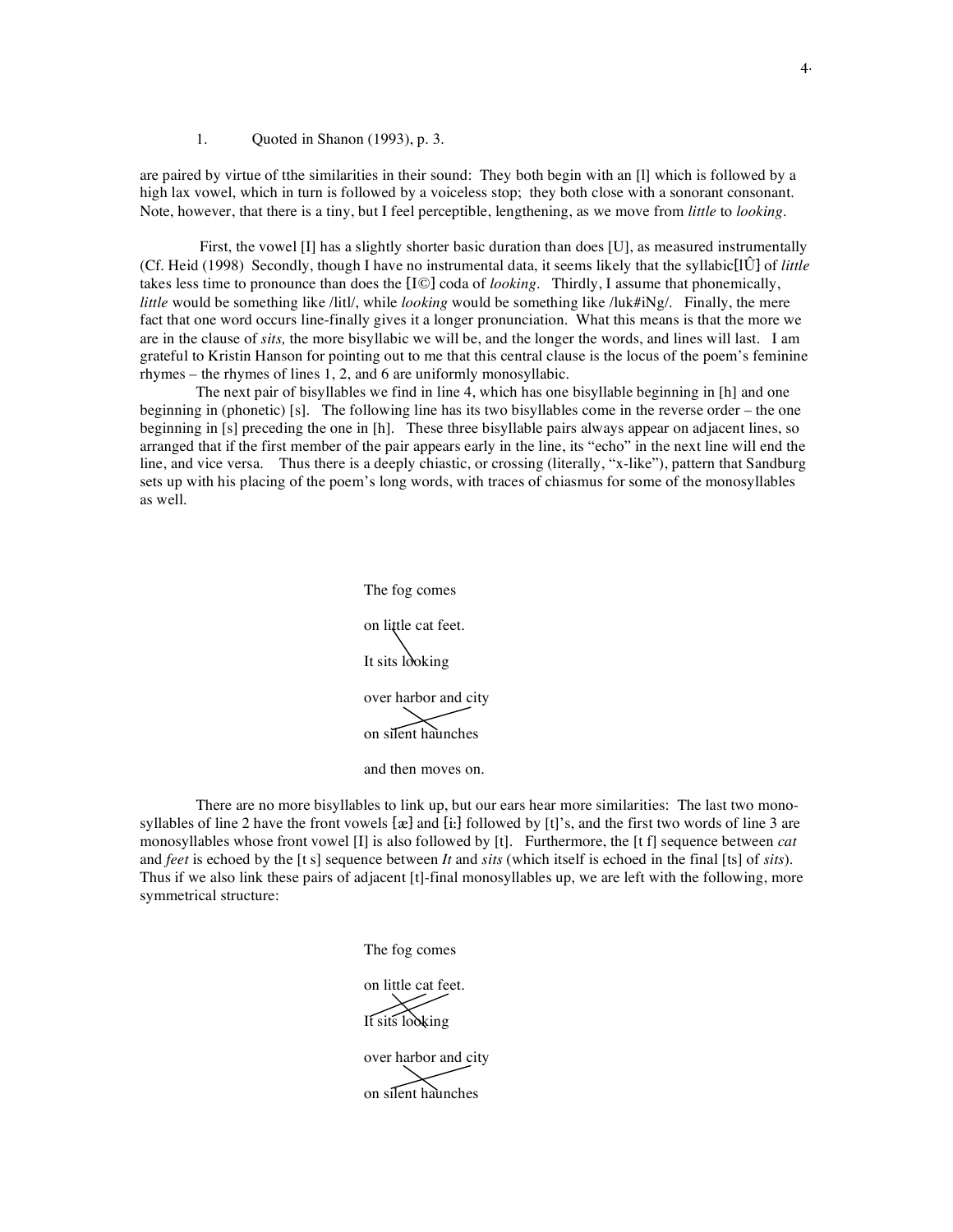1. Quoted in Shanon (1993), p. 3.

are paired by virtue of tthe similarities in their sound: They both begin with an [l] which is followed by a high lax vowel, which in turn is followed by a voiceless stop; they both close with a sonorant consonant. Note, however, that there is a tiny, but I feel perceptible, lengthening, as we move from *little* to *looking*.

First, the vowel [I] has a slightly shorter basic duration than does [U], as measured instrumentally (Cf. Heid (1998) Secondly, though I have no instrumental data, it seems likely that the syllabic[lÛ] of *little* takes less time to pronounce than does the [I©] coda of *looking*. Thirdly, I assume that phonemically, *little* would be something like /litl/, while *looking* would be something like /luk#iNg/. Finally, the mere fact that one word occurs line-finally gives it a longer pronunciation. What this means is that the more we are in the clause of *sits,* the more bisyllabic we will be, and the longer the words, and lines will last. I am grateful to Kristin Hanson for pointing out to me that this central clause is the locus of the poem's feminine rhymes – the rhymes of lines 1, 2, and 6 are uniformly monosyllabic.

The next pair of bisyllables we find in line 4, which has one bisyllable beginning in [h] and one beginning in (phonetic) [s]. The following line has its two bisyllables come in the reverse order – the one beginning in [s] preceding the one in [h]. These three bisyllable pairs always appear on adjacent lines, so arranged that if the first member of the pair appears early in the line, its "echo" in the next line will end the line, and vice versa. Thus there is a deeply chiastic, or crossing (literally, "x-like"), pattern that Sandburg sets up with his placing of the poem's long words, with traces of chiasmus for some of the monosyllables as well.

The fog comes

on little cat feet.

It sits looking

over harbor and city

on silent haunches

and then moves on.

There are no more bisyllables to link up, but our ears hear more similarities: The last two monosyllables of line 2 have the front vowels [æ] and [iː] followed by [t]'s, and the first two words of line 3 are monosyllables whose front vowel [I] is also followed by [t]. Furthermore, the [t f] sequence between *cat* and *feet* is echoed by the [t s] sequence between *It* and *sits* (which itself is echoed in the final [ts] of *sits*). Thus if we also link these pairs of adjacent [t]-final monosyllables up, we are left with the following, more symmetrical structure:

The fog comes

on little cat feet.

It sits looking

over harbor and city

on silent haunches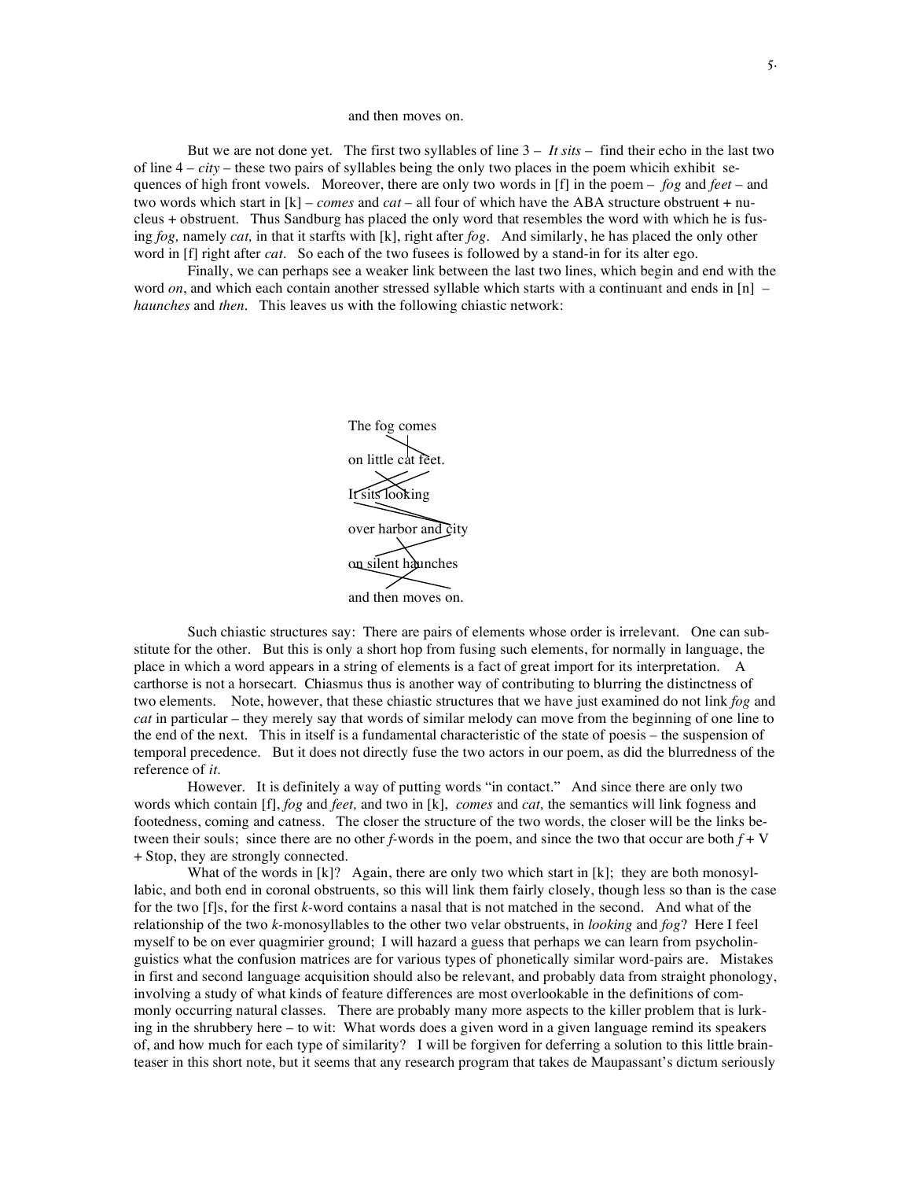and then moves on.

But we are not done yet. The first two syllables of line 3 – *It sits* – find their echo in the last two of line 4 – *city* – these two pairs of syllables being the only two places in the poem whicih exhibit sequences of high front vowels. Moreover, there are only two words in [f] in the poem – *fog* and *feet* – and two words which start in [k] – *comes* and *cat* – all four of which have the ABA structure obstruent + nucleus + obstruent. Thus Sandburg has placed the only word that resembles the word with which he is fusing *fog,* namely *cat,* in that it starfts with [k], right after *fog*. And similarly, he has placed the only other word in [f] right after *cat*. So each of the two fusees is followed by a stand-in for its alter ego.

Finally, we can perhaps see a weaker link between the last two lines, which begin and end with the word *on*, and which each contain another stressed syllable which starts with a continuant and ends in [n] – *haunches* and *then*. This leaves us with the following chiastic network:

The fog comes

on little cat feet.

It sits looking

over harbor and city

on silent haunches

and then moves on.

Such chiastic structures say: There are pairs of elements whose order is irrelevant. One can substitute for the other. But this is only a short hop from fusing such elements, for normally in language, the place in which a word appears in a string of elements is a fact of great import for its interpretation. A carthorse is not a horsecart. Chiasmus thus is another way of contributing to blurring the distinctness of two elements. Note, however, that these chiastic structures that we have just examined do not link *fog* and *cat* in particular – they merely say that words of similar melody can move from the beginning of one line to the end of the next. This in itself is a fundamental characteristic of the state of poesis – the suspension of temporal precedence. But it does not directly fuse the two actors in our poem, as did the blurredness of the reference of *it*.

However. It is definitely a way of putting words "in contact." And since there are only two words which contain [f], *fog* and *feet,* and two in [k], *comes* and *cat,* the semantics will link fogness and footedness, coming and catness. The closer the structure of the two words, the closer will be the links between their souls; since there are no other *f*-words in the poem, and since the two that occur are both *f* + V + Stop, they are strongly connected.

What of the words in [k]? Again, there are only two which start in [k]; they are both monosyllabic, and both end in coronal obstruents, so this will link them fairly closely, though less so than is the case for the two [f]s, for the first *k*-word contains a nasal that is not matched in the second. And what of the relationship of the two *k*-monosyllables to the other two velar obstruents, in *looking* and *fog*? Here I feel myself to be on ever quagmirier ground; I will hazard a guess that perhaps we can learn from psycholinguistics what the confusion matrices are for various types of phonetically similar word-pairs are. Mistakes in first and second language acquisition should also be relevant, and probably data from straight phonology, involving a study of what kinds of feature differences are most overlookable in the definitions of commonly occurring natural classes. There are probably many more aspects to the killer problem that is lurking in the shrubbery here – to wit: What words does a given word in a given language remind its speakers of, and how much for each type of similarity? I will be forgiven for deferring a solution to this little brainteaser in this short note, but it seems that any research program that takes de Maupassant's dictum seriously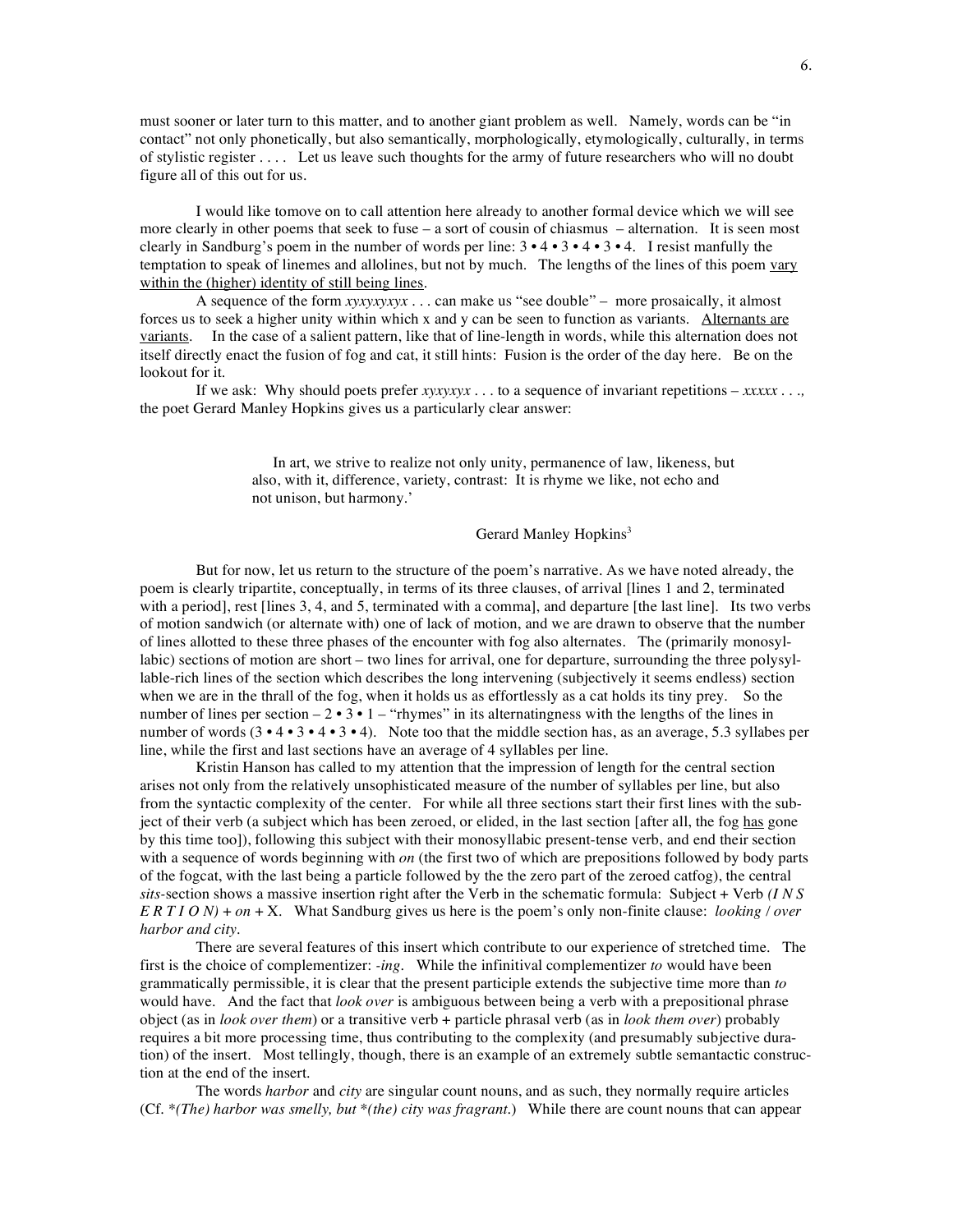must sooner or later turn to this matter, and to another giant problem as well. Namely, words can be "in contact" not only phonetically, but also semantically, morphologically, etymologically, culturally, in terms of stylistic register . . . . Let us leave such thoughts for the army of future researchers who will no doubt figure all of this out for us.

I would like tomove on to call attention here already to another formal device which we will see more clearly in other poems that seek to fuse – a sort of cousin of chiasmus – alternation. It is seen most clearly in Sandburg's poem in the number of words per line: 3 • 4 • 3 • 4 • 3 • 4. I resist manfully the temptation to speak of linemes and allolines, but not by much. The lengths of the lines of this poem <u>vary within the (higher) identity of still being lines</u>.

A sequence of the form *xyxyxyxyx* . . . can make us "see double" – more prosaically, it almost forces us to seek a higher unity within which x and y can be seen to function as variants. <u>Alternants are variants</u>. In the case of a salient pattern, like that of line-length in words, while this alternation does not itself directly enact the fusion of fog and cat, it still hints: Fusion is the order of the day here. Be on the lookout for it.

If we ask: Why should poets prefer *xyxyxyx* . . . to a sequence of invariant repetitions – *xxxxx* . . ., the poet Gerard Manley Hopkins gives us a particularly clear answer:

> In art, we strive to realize not only unity, permanence of law, likeness, but also, with it, difference, variety, contrast: It is rhyme we like, not echo and not unison, but harmony.'
>
> Gerard Manley Hopkins[3]

But for now, let us return to the structure of the poem's narrative. As we have noted already, the poem is clearly tripartite, conceptually, in terms of its three clauses, of arrival [lines 1 and 2, terminated with a period], rest [lines 3, 4, and 5, terminated with a comma], and departure [the last line]. Its two verbs of motion sandwich (or alternate with) one of lack of motion, and we are drawn to observe that the number of lines allotted to these three phases of the encounter with fog also alternates. The (primarily monosyllabic) sections of motion are short – two lines for arrival, one for departure, surrounding the three polysyllable-rich lines of the section which describes the long intervening (subjectively it seems endless) section when we are in the thrall of the fog, when it holds us as effortlessly as a cat holds its tiny prey. So the number of lines per section – 2 • 3 • 1 – "rhymes" in its alternatingness with the lengths of the lines in number of words (3 • 4 • 3 • 4 • 3 • 4). Note too that the middle section has, as an average, 5.3 syllabes per line, while the first and last sections have an average of 4 syllables per line.

Kristin Hanson has called to my attention that the impression of length for the central section arises not only from the relatively unsophisticated measure of the number of syllables per line, but also from the syntactic complexity of the center. For while all three sections start their first lines with the subject of their verb (a subject which has been zeroed, or elided, in the last section [after all, the fog <u>has</u> gone by this time too]), following this subject with their monosyllabic present-tense verb, and end their section with a sequence of words beginning with *on* (the first two of which are prepositions followed by body parts of the fogcat, with the last being a particle followed by the the zero part of the zeroed catfog), the central *sits*-section shows a massive insertion right after the Verb in the schematic formula: Subject + Verb *(I N S E R T I O N)* + *on* + X. What Sandburg gives us here is the poem's only non-finite clause: *looking / over harbor and city*.

There are several features of this insert which contribute to our experience of stretched time. The first is the choice of complementizer: *-ing*. While the infinitival complementizer *to* would have been grammatically permissible, it is clear that the present participle extends the subjective time more than *to* would have. And the fact that *look over* is ambiguous between being a verb with a prepositional phrase object (as in *look over them*) or a transitive verb + particle phrasal verb (as in *look them over*) probably requires a bit more processing time, thus contributing to the complexity (and presumably subjective duration) of the insert. Most tellingly, though, there is an example of an extremely subtle semantactic construction at the end of the insert.

The words *harbor* and *city* are singular count nouns, and as such, they normally require articles (Cf. **(The) harbor was smelly, but *(the) city was fragrant.*) While there are count nouns that can appear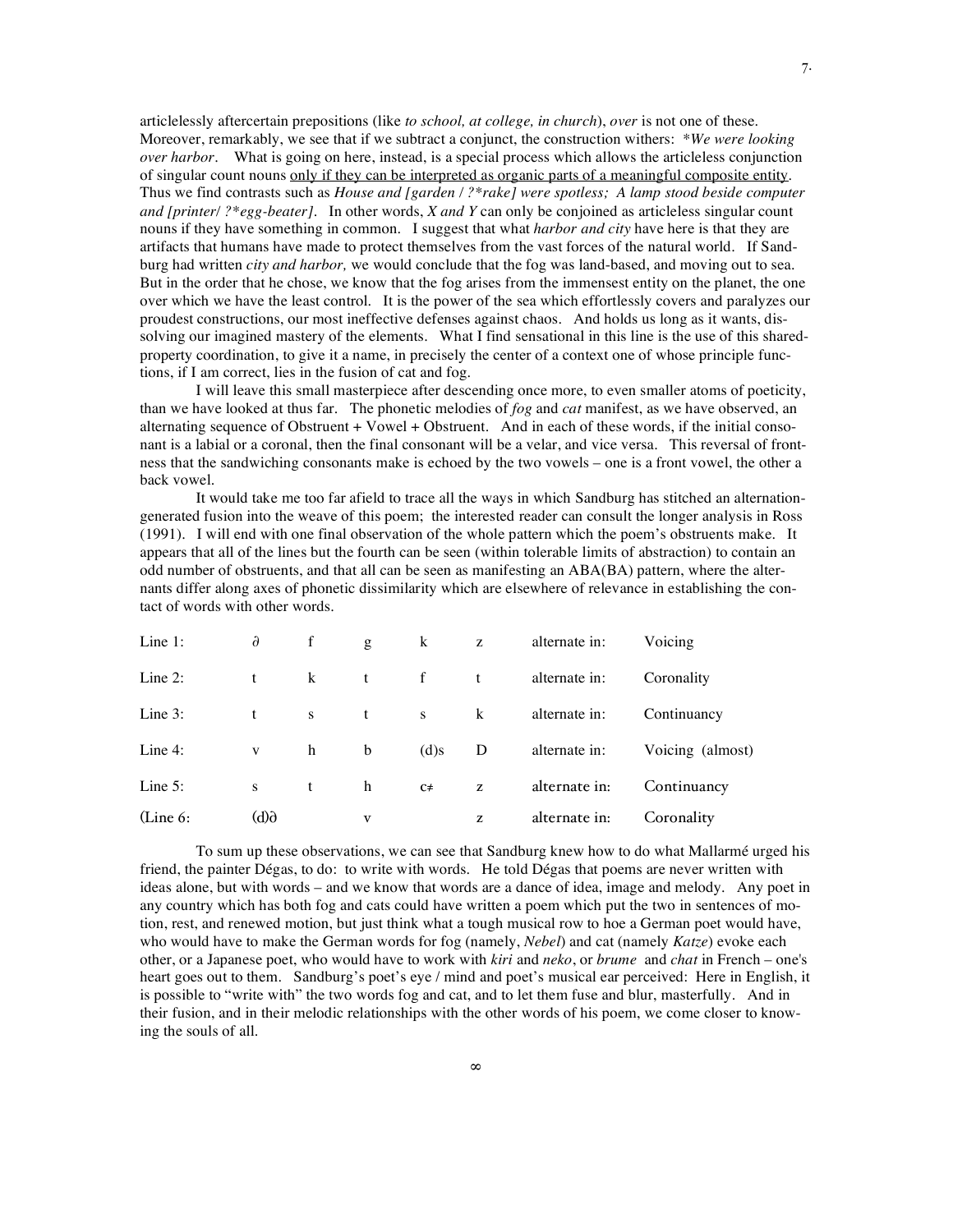articlelessly aftercertain prepositions (like *to school, at college, in church*), *over* is not one of these. Moreover, remarkably, we see that if we subtract a conjunct, the construction withers: *\*We were looking over harbor*. What is going on here, instead, is a special process which allows the articleless conjunction of singular count nouns <u>only if they can be interpreted as organic parts of a meaningful composite entity</u>. Thus we find contrasts such as *House and [garden / ?\*rake] were spotless; A lamp stood beside computer and [printer/ ?\*egg-beater]*. In other words, *X and Y* can only be conjoined as articleless singular count nouns if they have something in common. I suggest that what *harbor and city* have here is that they are artifacts that humans have made to protect themselves from the vast forces of the natural world. If Sandburg had written *city and harbor,* we would conclude that the fog was land-based, and moving out to sea. But in the order that he chose, we know that the fog arises from the immensest entity on the planet, the one over which we have the least control. It is the power of the sea which effortlessly covers and paralyzes our proudest constructions, our most ineffective defenses against chaos. And holds us long as it wants, dissolving our imagined mastery of the elements. What I find sensational in this line is the use of this shared-property coordination, to give it a name, in precisely the center of a context one of whose principle functions, if I am correct, lies in the fusion of cat and fog.

I will leave this small masterpiece after descending once more, to even smaller atoms of poeticity, than we have looked at thus far. The phonetic melodies of *fog* and *cat* manifest, as we have observed, an alternating sequence of Obstruent + Vowel + Obstruent. And in each of these words, if the initial consonant is a labial or a coronal, then the final consonant will be a velar, and vice versa. This reversal of frontness that the sandwiching consonants make is echoed by the two vowels – one is a front vowel, the other a back vowel.

It would take me too far afield to trace all the ways in which Sandburg has stitched an alternation-generated fusion into the weave of this poem; the interested reader can consult the longer analysis in Ross (1991). I will end with one final observation of the whole pattern which the poem's obstruents make. It appears that all of the lines but the fourth can be seen (within tolerable limits of abstraction) to contain an odd number of obstruents, and that all can be seen as manifesting an ABA(BA) pattern, where the alternants differ along axes of phonetic dissimilarity which are elsewhere of relevance in establishing the contact of words with other words.

| | | | | | | | |
|---|---|---|---|---|---|---|---|
| Line 1: | ∂ | f | g | k | z | alternate in: | Voicing |
| Line 2: | t | k | t | f | t | alternate in: | Coronality |
| Line 3: | t | s | t | s | k | alternate in: | Continuancy |
| Line 4: | v | h | b | (d)s | D | alternate in: | Voicing (almost) |
| Line 5: | s | t | h | c≠ | z | alternate in: | Continuancy |
| (Line 6: | (d)∂ | | v | | z | alternate in: | Coronality |

To sum up these observations, we can see that Sandburg knew how to do what Mallarmé urged his friend, the painter Dégas, to do: to write with words. He told Dégas that poems are never written with ideas alone, but with words – and we know that words are a dance of idea, image and melody. Any poet in any country which has both fog and cats could have written a poem which put the two in sentences of motion, rest, and renewed motion, but just think what a tough musical row to hoe a German poet would have, who would have to make the German words for fog (namely, *Nebel*) and cat (namely *Katze*) evoke each other, or a Japanese poet, who would have to work with *kiri* and *neko*, or *brume* and *chat* in French – one's heart goes out to them. Sandburg's poet's eye / mind and poet's musical ear perceived: Here in English, it is possible to "write with" the two words fog and cat, and to let them fuse and blur, masterfully. And in their fusion, and in their melodic relationships with the other words of his poem, we come closer to knowing the souls of all.

∞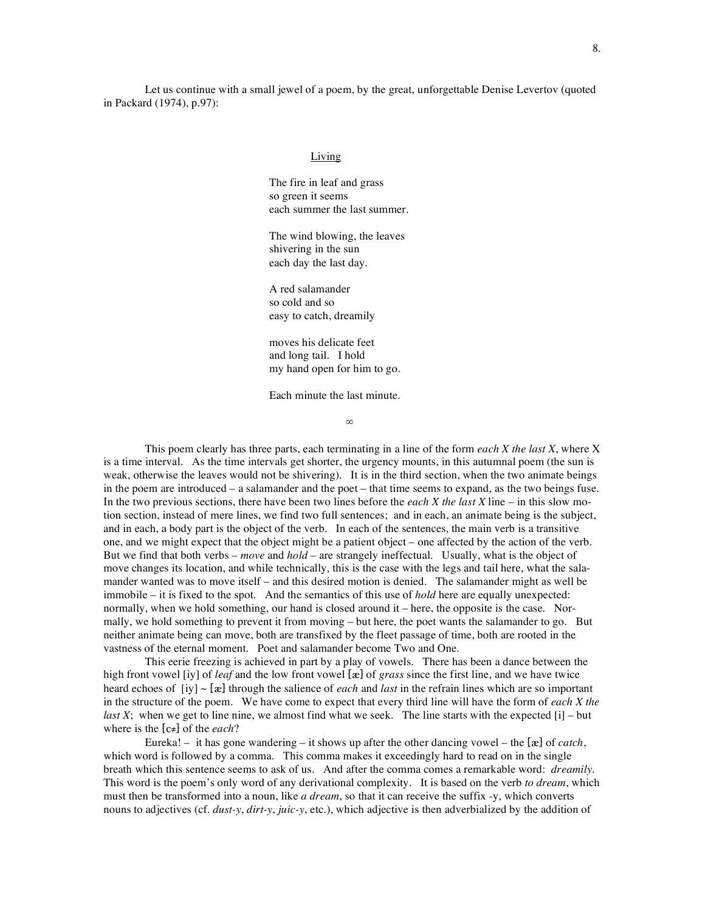Let us continue with a small jewel of a poem, by the great, unforgettable Denise Levertov (quoted in Packard (1974), p.97):

<u>Living</u>

The fire in leaf and grass  
so green it seems  
each summer the last summer.

The wind blowing, the leaves  
shivering in the sun  
each day the last day.

A red salamander  
so cold and so  
easy to catch, dreamily

moves his delicate feet  
and long tail.   I hold  
my hand open for him to go.

Each minute the last minute.

∞

This poem clearly has three parts, each terminating in a line of the form *each X the last X*, where X is a time interval. As the time intervals get shorter, the urgency mounts, in this autumnal poem (the sun is weak, otherwise the leaves would not be shivering). It is in the third section, when the two animate beings in the poem are introduced – a salamander and the poet – that time seems to expand, as the two beings fuse. In the two previous sections, there have been two lines before the *each X the last X* line – in this slow motion section, instead of mere lines, we find two full sentences; and in each, an animate being is the subject, and in each, a body part is the object of the verb. In each of the sentences, the main verb is a transitive one, and we might expect that the object might be a patient object – one affected by the action of the verb. But we find that both verbs – *move* and *hold* – are strangely ineffectual. Usually, what is the object of move changes its location, and while technically, this is the case with the legs and tail here, what the salamander wanted was to move itself – and this desired motion is denied. The salamander might as well be immobile – it is fixed to the spot. And the semantics of this use of *hold* here are equally unexpected: normally, when we hold something, our hand is closed around it – here, the opposite is the case. Normally, we hold something to prevent it from moving – but here, the poet wants the salamander to go. But neither animate being can move, both are transfixed by the fleet passage of time, both are rooted in the vastness of the eternal moment. Poet and salamander become Two and One.

This eerie freezing is achieved in part by a play of vowels. There has been a dance between the high front vowel [iy] of *leaf* and the low front vowel [æ] of *grass* since the first line, and we have twice heard echoes of [iy] ~ [æ] through the salience of *each* and *last* in the refrain lines which are so important in the structure of the poem. We have come to expect that every third line will have the form of *each X the last X*; when we get to line nine, we almost find what we seek. The line starts with the expected [i] – but where is the [c≠] of the *each*?

Eureka! – it has gone wandering – it shows up after the other dancing vowel – the [æ] of *catch*, which word is followed by a comma. This comma makes it exceedingly hard to read on in the single breath which this sentence seems to ask of us. And after the comma comes a remarkable word: *dreamily*. This word is the poem's only word of any derivational complexity. It is based on the verb *to dream*, which must then be transformed into a noun, like *a dream*, so that it can receive the suffix -y, which converts nouns to adjectives (cf. *dust-y*, *dirt-y*, *juic-y*, etc.), which adjective is then adverbialized by the addition of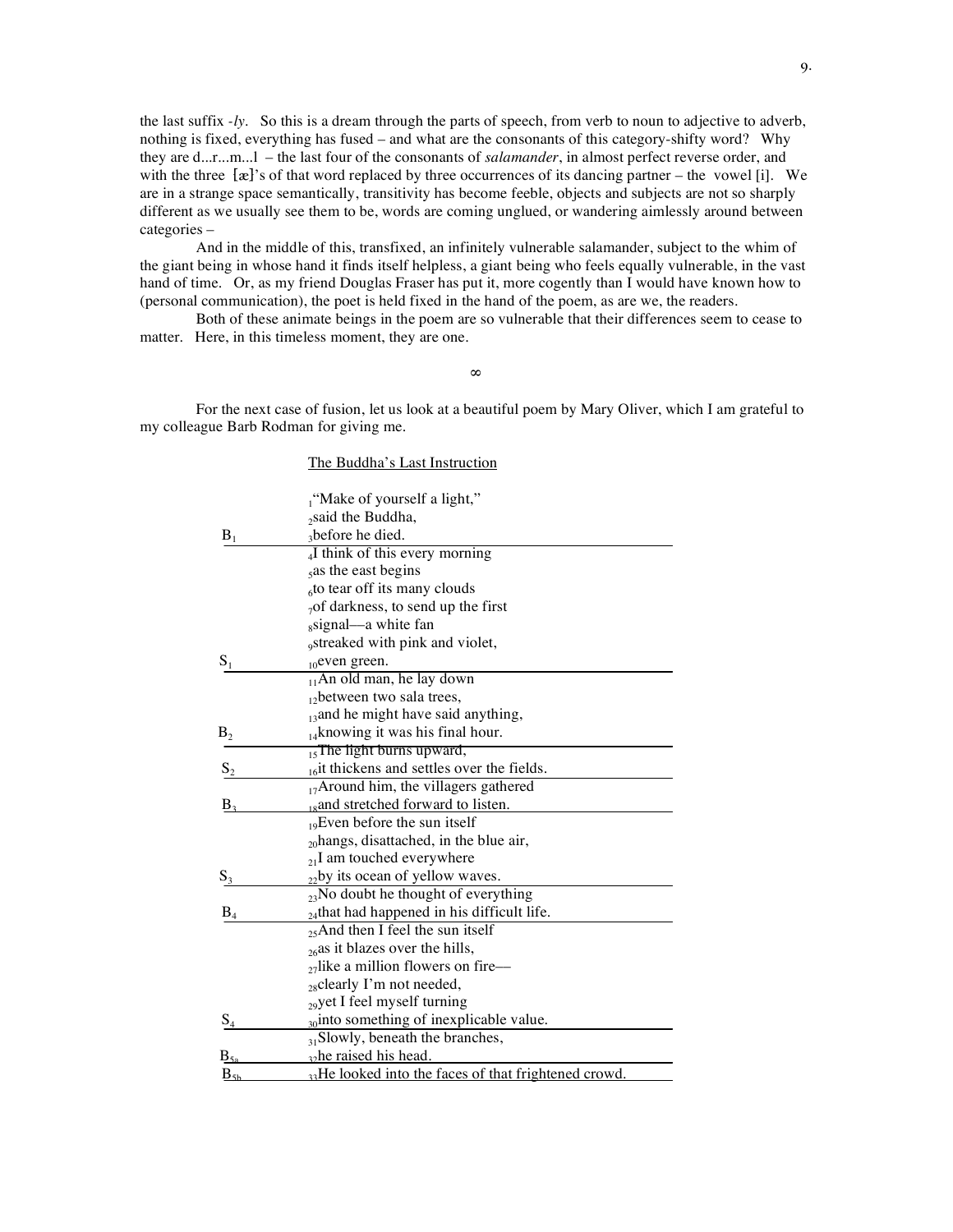the last suffix *-ly*. So this is a dream through the parts of speech, from verb to noun to adjective to adverb, nothing is fixed, everything has fused – and what are the consonants of this category-shifty word? Why they are d...r...m...l – the last four of the consonants of *salamander*, in almost perfect reverse order, and with the three [æ]'s of that word replaced by three occurrences of its dancing partner – the vowel [i]. We are in a strange space semantically, transitivity has become feeble, objects and subjects are not so sharply different as we usually see them to be, words are coming unglued, or wandering aimlessly around between categories –

And in the middle of this, transfixed, an infinitely vulnerable salamander, subject to the whim of the giant being in whose hand it finds itself helpless, a giant being who feels equally vulnerable, in the vast hand of time. Or, as my friend Douglas Fraser has put it, more cogently than I would have known how to (personal communication), the poet is held fixed in the hand of the poem, as are we, the readers.

Both of these animate beings in the poem are so vulnerable that their differences seem to cease to matter. Here, in this timeless moment, they are one.

∞

For the next case of fusion, let us look at a beautiful poem by Mary Oliver, which I am grateful to my colleague Barb Rodman for giving me.

The Buddha's Last Instruction

| | |
|---|---|
| | 1"Make of yourself a light," |
| | 2said the Buddha, |
| $B_1$ | 3before he died. |
| | 4I think of this every morning |
| | 5as the east begins |
| | 6to tear off its many clouds |
| | 7of darkness, to send up the first |
| | 8signal—a white fan |
| | 9streaked with pink and violet, |
| $S_1$ | 10even green. |
| | 11An old man, he lay down |
| | 12between two sala trees, |
| | 13and he might have said anything, |
| $B_2$ | 14knowing it was his final hour. |
| | 15The light burns upward, |
| $S_2$ | 16it thickens and settles over the fields. |
| | 17Around him, the villagers gathered |
| $B_3$ | 18and stretched forward to listen. |
| | 19Even before the sun itself |
| | 20hangs, disattached, in the blue air, |
| | 21I am touched everywhere |
| $S_3$ | 22by its ocean of yellow waves. |
| | 23No doubt he thought of everything |
| $B_4$ | 24that had happened in his difficult life. |
| | 25And then I feel the sun itself |
| | 26as it blazes over the hills, |
| | 27like a million flowers on fire— |
| | 28clearly I'm not needed, |
| | 29yet I feel myself turning |
| $S_4$ | 30into something of inexplicable value. |
| | 31Slowly, beneath the branches, |
| $B_{5a}$ | 32he raised his head. |
| $B_{5b}$ | 33He looked into the faces of that frightened crowd. |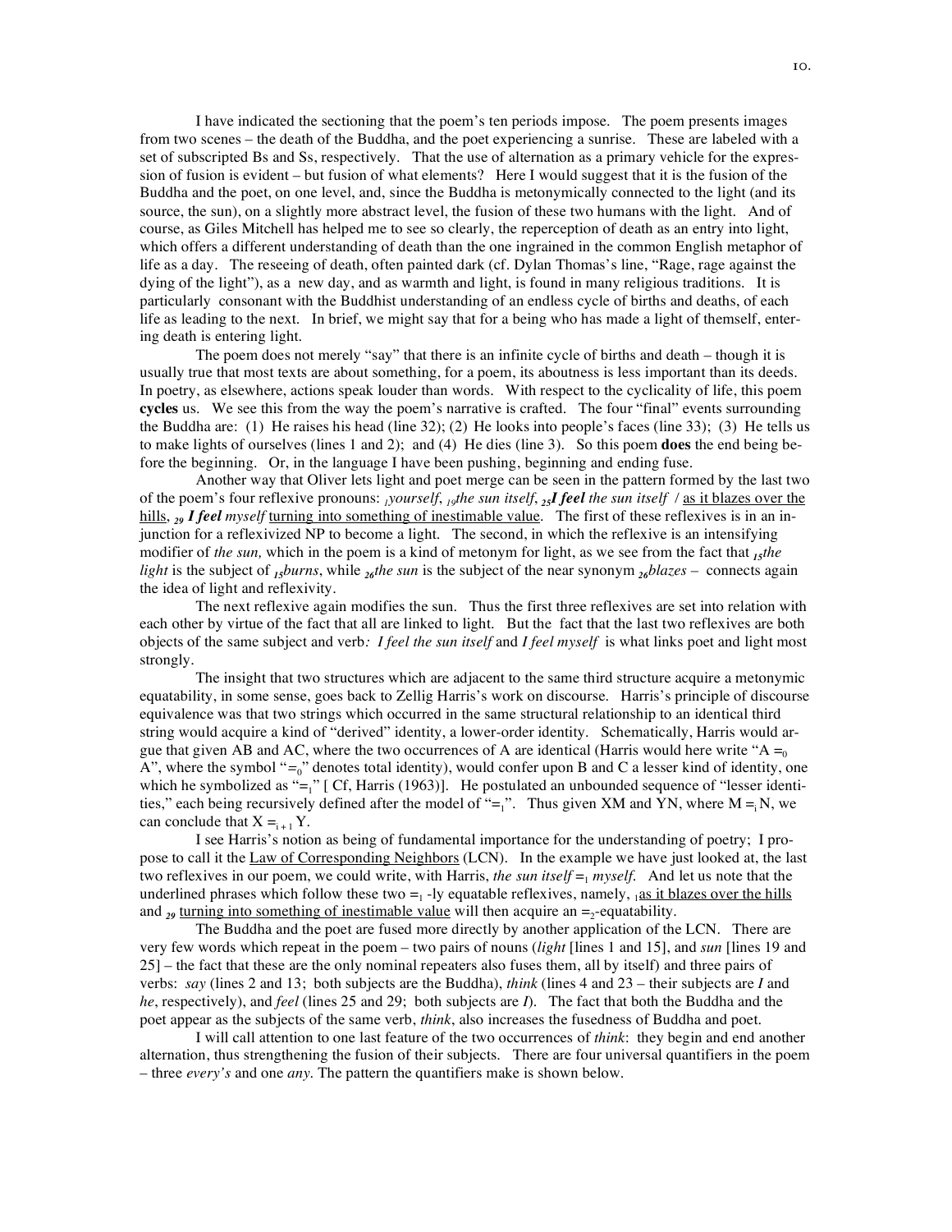I have indicated the sectioning that the poem's ten periods impose. The poem presents images from two scenes – the death of the Buddha, and the poet experiencing a sunrise. These are labeled with a set of subscripted Bs and Ss, respectively. That the use of alternation as a primary vehicle for the expression of fusion is evident – but fusion of what elements? Here I would suggest that it is the fusion of the Buddha and the poet, on one level, and, since the Buddha is metonymically connected to the light (and its source, the sun), on a slightly more abstract level, the fusion of these two humans with the light. And of course, as Giles Mitchell has helped me to see so clearly, the reperception of death as an entry into light, which offers a different understanding of death than the one ingrained in the common English metaphor of life as a day. The reseeing of death, often painted dark (cf. Dylan Thomas's line, "Rage, rage against the dying of the light"), as a new day, and as warmth and light, is found in many religious traditions. It is particularly consonant with the Buddhist understanding of an endless cycle of births and deaths, of each life as leading to the next. In brief, we might say that for a being who has made a light of themself, entering death is entering light.

The poem does not merely "say" that there is an infinite cycle of births and death – though it is usually true that most texts are about something, for a poem, its aboutness is less important than its deeds. In poetry, as elsewhere, actions speak louder than words. With respect to the cyclicality of life, this poem **cycles** us. We see this from the way the poem's narrative is crafted. The four "final" events surrounding the Buddha are: (1) He raises his head (line 32); (2) He looks into people's faces (line 33); (3) He tells us to make lights of ourselves (lines 1 and 2); and (4) He dies (line 3). So this poem **does** the end being before the beginning. Or, in the language I have been pushing, beginning and ending fuse.

Another way that Oliver lets light and poet merge can be seen in the pattern formed by the last two of the poem's four reflexive pronouns: $_{1}$*yourself*, $_{19}$*the sun itself*, $_{25}$***I feel*** *the sun itself* / as it blazes over the hills, $_{29}$ ***I feel*** *myself* turning into something of inestimable value. The first of these reflexives is in an injunction for a reflexivized NP to become a light. The second, in which the reflexive is an intensifying modifier of *the sun,* which in the poem is a kind of metonym for light, as we see from the fact that $_{15}$*the light* is the subject of $_{15}$*burns*, while $_{26}$*the sun* is the subject of the near synonym $_{26}$*blazes* – connects again the idea of light and reflexivity.

The next reflexive again modifies the sun. Thus the first three reflexives are set into relation with each other by virtue of the fact that all are linked to light. But the fact that the last two reflexives are both objects of the same subject and verb*: I feel the sun itself* and *I feel myself* is what links poet and light most strongly.

The insight that two structures which are adjacent to the same third structure acquire a metonymic equatability, in some sense, goes back to Zellig Harris's work on discourse. Harris's principle of discourse equivalence was that two strings which occurred in the same structural relationship to an identical third string would acquire a kind of "derived" identity, a lower-order identity. Schematically, Harris would argue that given AB and AC, where the two occurrences of A are identical (Harris would here write "$A =_0 A$", where the symbol "$=_0$" denotes total identity), would confer upon B and C a lesser kind of identity, one which he symbolized as "$=_1$" [ Cf, Harris (1963)]. He postulated an unbounded sequence of "lesser identities," each being recursively defined after the model of "$=_1$". Thus given XM and YN, where $M =_i N$, we can conclude that $X =_{i+1} Y$.

I see Harris's notion as being of fundamental importance for the understanding of poetry; I propose to call it the Law of Corresponding Neighbors (LCN). In the example we have just looked at, the last two reflexives in our poem, we could write, with Harris, *the sun itself* $=_1$ *myself.* And let us note that the underlined phrases which follow these two $=_1$ -ly equatable reflexives, namely, $_{1}$as it blazes over the hills and $_{29}$ turning into something of inestimable value will then acquire an $=_2$-equatability.

The Buddha and the poet are fused more directly by another application of the LCN. There are very few words which repeat in the poem – two pairs of nouns (*light* [lines 1 and 15], and *sun* [lines 19 and 25] – the fact that these are the only nominal repeaters also fuses them, all by itself) and three pairs of verbs: *say* (lines 2 and 13; both subjects are the Buddha), *think* (lines 4 and 23 – their subjects are *I* and *he*, respectively), and *feel* (lines 25 and 29; both subjects are *I*). The fact that both the Buddha and the poet appear as the subjects of the same verb, *think*, also increases the fusedness of Buddha and poet.

I will call attention to one last feature of the two occurrences of *think*: they begin and end another alternation, thus strengthening the fusion of their subjects. There are four universal quantifiers in the poem – three *every's* and one *any.* The pattern the quantifiers make is shown below.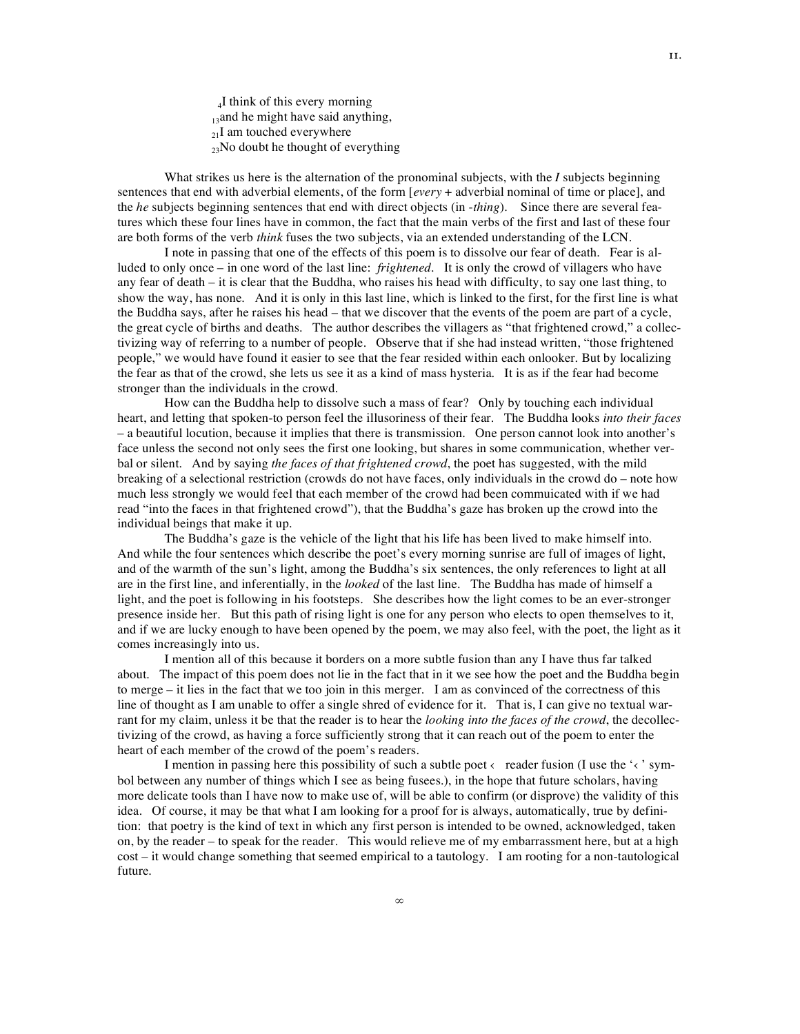$_4$I think of this every morning
$_{13}$and he might have said anything,
$_{21}$I am touched everywhere
$_{23}$No doubt he thought of everything

What strikes us here is the alternation of the pronominal subjects, with the *I* subjects beginning sentences that end with adverbial elements, of the form [*every* + adverbial nominal of time or place], and the *he* subjects beginning sentences that end with direct objects (in *-thing*). Since there are several features which these four lines have in common, the fact that the main verbs of the first and last of these four are both forms of the verb *think* fuses the two subjects, via an extended understanding of the LCN.

I note in passing that one of the effects of this poem is to dissolve our fear of death. Fear is alluded to only once – in one word of the last line: *frightened*. It is only the crowd of villagers who have any fear of death – it is clear that the Buddha, who raises his head with difficulty, to say one last thing, to show the way, has none. And it is only in this last line, which is linked to the first, for the first line is what the Buddha says, after he raises his head – that we discover that the events of the poem are part of a cycle, the great cycle of births and deaths. The author describes the villagers as "that frightened crowd," a collectivizing way of referring to a number of people. Observe that if she had instead written, "those frightened people," we would have found it easier to see that the fear resided within each onlooker. But by localizing the fear as that of the crowd, she lets us see it as a kind of mass hysteria. It is as if the fear had become stronger than the individuals in the crowd.

How can the Buddha help to dissolve such a mass of fear? Only by touching each individual heart, and letting that spoken-to person feel the illusoriness of their fear. The Buddha looks *into their faces* – a beautiful locution, because it implies that there is transmission. One person cannot look into another's face unless the second not only sees the first one looking, but shares in some communication, whether verbal or silent. And by saying *the faces of that frightened crowd*, the poet has suggested, with the mild breaking of a selectional restriction (crowds do not have faces, only individuals in the crowd do – note how much less strongly we would feel that each member of the crowd had been commuicated with if we had read "into the faces in that frightened crowd"), that the Buddha's gaze has broken up the crowd into the individual beings that make it up.

The Buddha's gaze is the vehicle of the light that his life has been lived to make himself into. And while the four sentences which describe the poet's every morning sunrise are full of images of light, and of the warmth of the sun's light, among the Buddha's six sentences, the only references to light at all are in the first line, and inferentially, in the *looked* of the last line. The Buddha has made of himself a light, and the poet is following in his footsteps. She describes how the light comes to be an ever-stronger presence inside her. But this path of rising light is one for any person who elects to open themselves to it, and if we are lucky enough to have been opened by the poem, we may also feel, with the poet, the light as it comes increasingly into us.

I mention all of this because it borders on a more subtle fusion than any I have thus far talked about. The impact of this poem does not lie in the fact that in it we see how the poet and the Buddha begin to merge – it lies in the fact that we too join in this merger. I am as convinced of the correctness of this line of thought as I am unable to offer a single shred of evidence for it. That is, I can give no textual warrant for my claim, unless it be that the reader is to hear the *looking into the faces of the crowd*, the decollectivizing of the crowd, as having a force sufficiently strong that it can reach out of the poem to enter the heart of each member of the crowd of the poem's readers.

I mention in passing here this possibility of such a subtle poet ‹ reader fusion (I use the '‹ ' symbol between any number of things which I see as being fusees.), in the hope that future scholars, having more delicate tools than I have now to make use of, will be able to confirm (or disprove) the validity of this idea. Of course, it may be that what I am looking for a proof for is always, automatically, true by definition: that poetry is the kind of text in which any first person is intended to be owned, acknowledged, taken on, by the reader – to speak for the reader. This would relieve me of my embarrassment here, but at a high cost – it would change something that seemed empirical to a tautology. I am rooting for a non-tautological future.

∞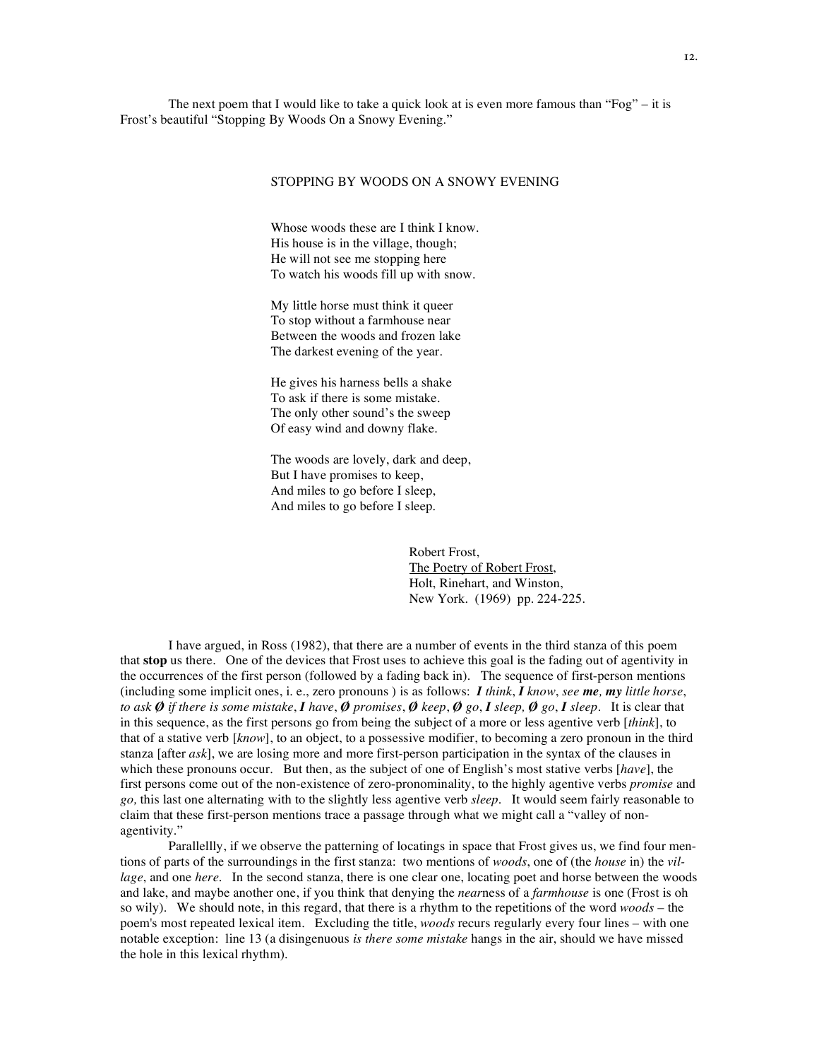The next poem that I would like to take a quick look at is even more famous than "Fog" – it is Frost's beautiful "Stopping By Woods On a Snowy Evening."

STOPPING BY WOODS ON A SNOWY EVENING

Whose woods these are I think I know.
His house is in the village, though;
He will not see me stopping here
To watch his woods fill up with snow.

My little horse must think it queer
To stop without a farmhouse near
Between the woods and frozen lake
The darkest evening of the year.

He gives his harness bells a shake
To ask if there is some mistake.
The only other sound's the sweep
Of easy wind and downy flake.

The woods are lovely, dark and deep,
But I have promises to keep,
And miles to go before I sleep,
And miles to go before I sleep.

Robert Frost,
The Poetry of Robert Frost,
Holt, Rinehart, and Winston,
New York. (1969) pp. 224-225.

I have argued, in Ross (1982), that there are a number of events in the third stanza of this poem that **stop** us there. One of the devices that Frost uses to achieve this goal is the fading out of agentivity in the occurrences of the first person (followed by a fading back in). The sequence of first-person mentions (including some implicit ones, i. e., zero pronouns ) is as follows: ***I*** *think*, ***I*** *know*, *see* ***me***, ***my*** *little horse*, *to ask* ***Ø*** *if there is some mistake*, ***I*** *have*, ***Ø*** *promises*, ***Ø*** *keep*, ***Ø*** *go*, ***I*** *sleep,* ***Ø*** *go*, ***I*** *sleep*. It is clear that in this sequence, as the first persons go from being the subject of a more or less agentive verb [*think*], to that of a stative verb [*know*], to an object, to a possessive modifier, to becoming a zero pronoun in the third stanza [after *ask*], we are losing more and more first-person participation in the syntax of the clauses in which these pronouns occur. But then, as the subject of one of English's most stative verbs [*have*], the first persons come out of the non-existence of zero-pronominality, to the highly agentive verbs *promise* and *go,* this last one alternating with to the slightly less agentive verb *sleep*. It would seem fairly reasonable to claim that these first-person mentions trace a passage through what we might call a "valley of non-agentivity."

Parallellly, if we observe the patterning of locatings in space that Frost gives us, we find four mentions of parts of the surroundings in the first stanza: two mentions of *woods*, one of (the *house* in) the *village*, and one *here*. In the second stanza, there is one clear one, locating poet and horse between the woods and lake, and maybe another one, if you think that denying the *near*ness of a *farmhouse* is one (Frost is oh so wily). We should note, in this regard, that there is a rhythm to the repetitions of the word *woods* – the poem's most repeated lexical item. Excluding the title, *woods* recurs regularly every four lines – with one notable exception: line 13 (a disingenuous *is there some mistake* hangs in the air, should we have missed the hole in this lexical rhythm).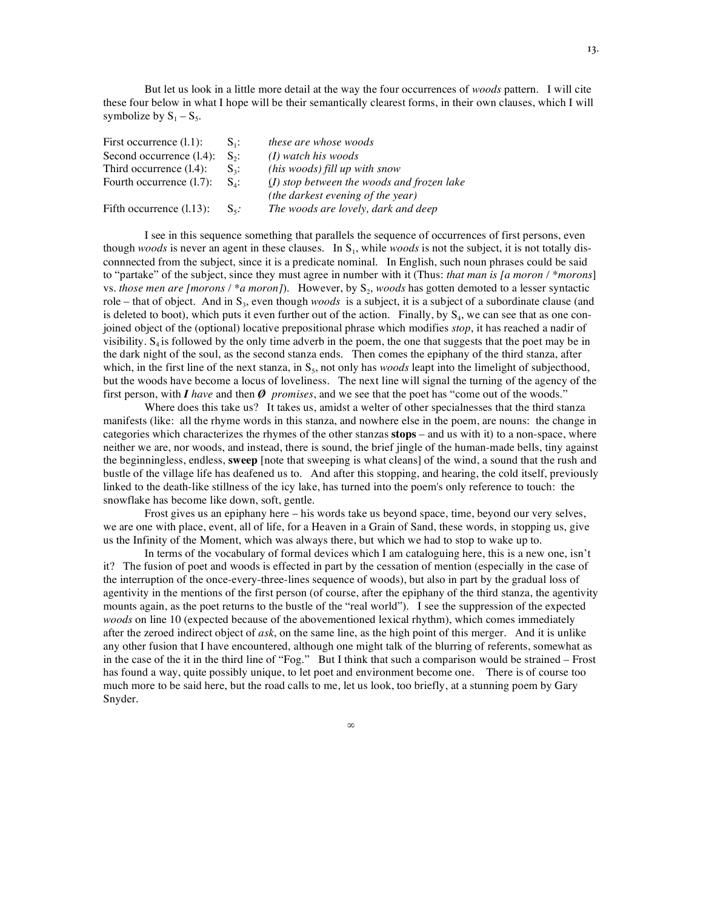But let us look in a little more detail at the way the four occurrences of *woods* pattern. I will cite these four below in what I hope will be their semantically clearest forms, in their own clauses, which I will symbolize by $S_1 – S_5$.

| | | |
|---|---|---|
| First occurrence (l.1): | $S_1$: | *these are whose woods* |
| Second occurrence (l.4): | $S_2$: | *(I) watch his woods* |
| Third occurrence (l.4): | $S_3$: | *(his woods) fill up with snow* |
| Fourth occurrence (l.7): | $S_4$: | *(I) stop between the woods and frozen lake* *(the darkest evening of the year)* |
| Fifth occurrence (l.13): | $S_5$: | *The woods are lovely, dark and deep* |

I see in this sequence something that parallels the sequence of occurrences of first persons, even though *woods* is never an agent in these clauses. In $S_1$, while *woods* is not the subject, it is not totally disconnnected from the subject, since it is a predicate nominal. In English, such noun phrases could be said to "partake" of the subject, since they must agree in number with it (Thus: *that man is [a moron* / **morons*] vs. *those men are [morons* / **a moron]*). However, by $S_2$, *woods* has gotten demoted to a lesser syntactic role – that of object. And in $S_3$, even though *woods* is a subject, it is a subject of a subordinate clause (and is deleted to boot), which puts it even further out of the action. Finally, by $S_4$, we can see that as one conjoined object of the (optional) locative prepositional phrase which modifies *stop*, it has reached a nadir of visibility. $S_4$ is followed by the only time adverb in the poem, the one that suggests that the poet may be in the dark night of the soul, as the second stanza ends. Then comes the epiphany of the third stanza, after which, in the first line of the next stanza, in $S_5$, not only has *woods* leapt into the limelight of subjecthood, but the woods have become a locus of loveliness. The next line will signal the turning of the agency of the first person, with ***I** have* and then ***Ø*** *promises*, and we see that the poet has "come out of the woods."

Where does this take us? It takes us, amidst a welter of other specialnesses that the third stanza manifests (like: all the rhyme words in this stanza, and nowhere else in the poem, are nouns: the change in categories which characterizes the rhymes of the other stanzas **stops** – and us with it) to a non-space, where neither we are, nor woods, and instead, there is sound, the brief jingle of the human-made bells, tiny against the beginningless, endless, **sweep** [note that sweeping is what cleans] of the wind, a sound that the rush and bustle of the village life has deafened us to. And after this stopping, and hearing, the cold itself, previously linked to the death-like stillness of the icy lake, has turned into the poem's only reference to touch: the snowflake has become like down, soft, gentle.

Frost gives us an epiphany here – his words take us beyond space, time, beyond our very selves, we are one with place, event, all of life, for a Heaven in a Grain of Sand, these words, in stopping us, give us the Infinity of the Moment, which was always there, but which we had to stop to wake up to.

In terms of the vocabulary of formal devices which I am cataloguing here, this is a new one, isn't it? The fusion of poet and woods is effected in part by the cessation of mention (especially in the case of the interruption of the once-every-three-lines sequence of woods), but also in part by the gradual loss of agentivity in the mentions of the first person (of course, after the epiphany of the third stanza, the agentivity mounts again, as the poet returns to the bustle of the "real world"). I see the suppression of the expected *woods* on line 10 (expected because of the abovementioned lexical rhythm), which comes immediately after the zeroed indirect object of *ask*, on the same line, as the high point of this merger. And it is unlike any other fusion that I have encountered, although one might talk of the blurring of referents, somewhat as in the case of the it in the third line of "Fog." But I think that such a comparison would be strained – Frost has found a way, quite possibly unique, to let poet and environment become one. There is of course too much more to be said here, but the road calls to me, let us look, too briefly, at a stunning poem by Gary Snyder.

∞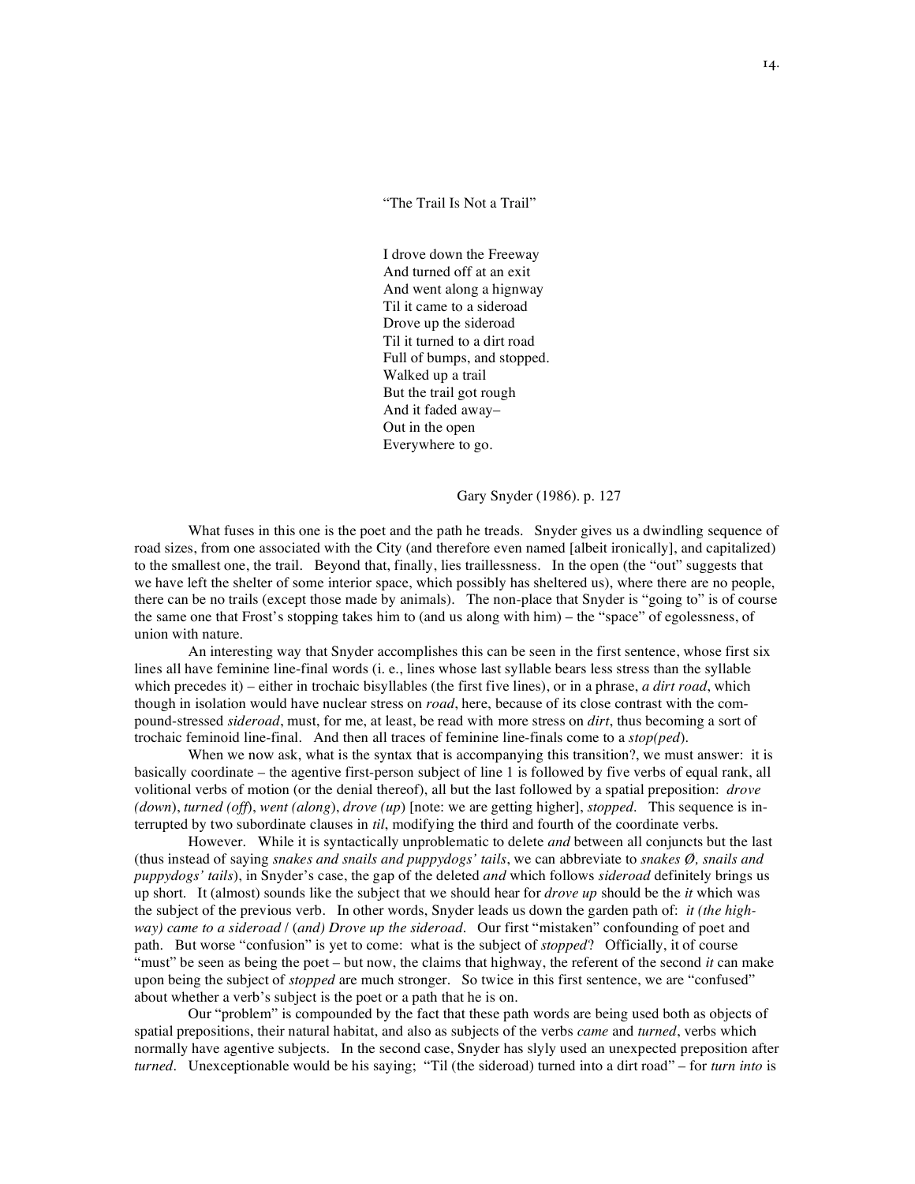"The Trail Is Not a Trail"

I drove down the Freeway  
And turned off at an exit  
And went along a hignway  
Til it came to a sideroad  
Drove up the sideroad  
Til it turned to a dirt road  
Full of bumps, and stopped.  
Walked up a trail  
But the trail got rough  
And it faded away–  
Out in the open  
Everywhere to go.

Gary Snyder (1986). p. 127

What fuses in this one is the poet and the path he treads. Snyder gives us a dwindling sequence of road sizes, from one associated with the City (and therefore even named [albeit ironically], and capitalized) to the smallest one, the trail. Beyond that, finally, lies traillessness. In the open (the "out" suggests that we have left the shelter of some interior space, which possibly has sheltered us), where there are no people, there can be no trails (except those made by animals). The non-place that Snyder is "going to" is of course the same one that Frost's stopping takes him to (and us along with him) – the "space" of egolessness, of union with nature.

An interesting way that Snyder accomplishes this can be seen in the first sentence, whose first six lines all have feminine line-final words (i. e., lines whose last syllable bears less stress than the syllable which precedes it) – either in trochaic bisyllables (the first five lines), or in a phrase, *a dirt road*, which though in isolation would have nuclear stress on *road*, here, because of its close contrast with the compound-stressed *sideroad*, must, for me, at least, be read with more stress on *dirt*, thus becoming a sort of trochaic feminoid line-final. And then all traces of feminine line-finals come to a *stop(ped)*.

When we now ask, what is the syntax that is accompanying this transition?, we must answer: it is basically coordinate – the agentive first-person subject of line 1 is followed by five verbs of equal rank, all volitional verbs of motion (or the denial thereof), all but the last followed by a spatial preposition: *drove (down)*, *turned (off)*, *went (along)*, *drove (up)* [note: we are getting higher], *stopped*. This sequence is interrupted by two subordinate clauses in *til*, modifying the third and fourth of the coordinate verbs.

However. While it is syntactically unproblematic to delete *and* between all conjuncts but the last (thus instead of saying *snakes and snails and puppydogs' tails*, we can abbreviate to *snakes Ø, snails and puppydogs' tails*), in Snyder's case, the gap of the deleted *and* which follows *sideroad* definitely brings us up short. It (almost) sounds like the subject that we should hear for *drove up* should be the *it* which was the subject of the previous verb. In other words, Snyder leads us down the garden path of: *it (the highway) came to a sideroad* / (*and) Drove up the sideroad*. Our first "mistaken" confounding of poet and path. But worse "confusion" is yet to come: what is the subject of *stopped*? Officially, it of course "must" be seen as being the poet – but now, the claims that highway, the referent of the second *it* can make upon being the subject of *stopped* are much stronger. So twice in this first sentence, we are "confused" about whether a verb's subject is the poet or a path that he is on.

Our "problem" is compounded by the fact that these path words are being used both as objects of spatial prepositions, their natural habitat, and also as subjects of the verbs *came* and *turned*, verbs which normally have agentive subjects. In the second case, Snyder has slyly used an unexpected preposition after *turned*. Unexceptionable would be his saying; "Til (the sideroad) turned into a dirt road" – for *turn into* is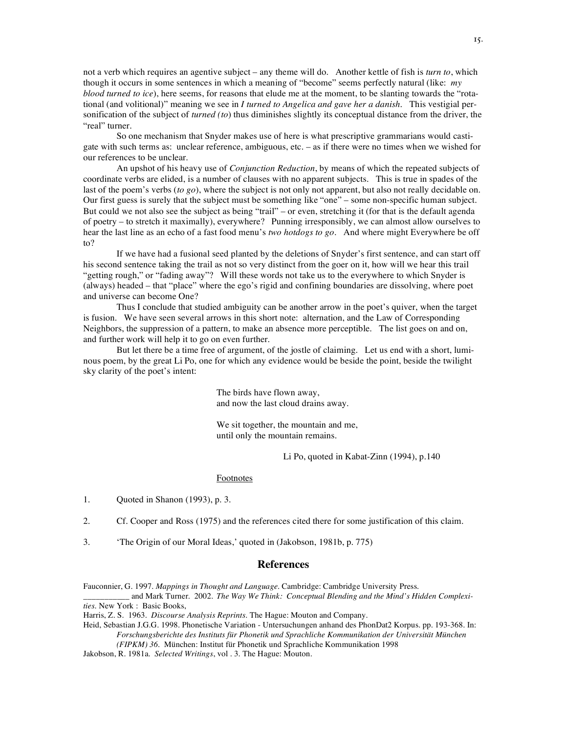not a verb which requires an agentive subject – any theme will do. Another kettle of fish is *turn to*, which though it occurs in some sentences in which a meaning of "become" seems perfectly natural (like: *my blood turned to ice*), here seems, for reasons that elude me at the moment, to be slanting towards the "rotational (and volitional)" meaning we see in *I turned to Angelica and gave her a danish*. This vestigial personification of the subject of *turned (to)* thus diminishes slightly its conceptual distance from the driver, the "real" turner.

So one mechanism that Snyder makes use of here is what prescriptive grammarians would castigate with such terms as: unclear reference, ambiguous, etc. – as if there were no times when we wished for our references to be unclear.

An upshot of his heavy use of *Conjunction Reduction*, by means of which the repeated subjects of coordinate verbs are elided, is a number of clauses with no apparent subjects. This is true in spades of the last of the poem's verbs (*to go*), where the subject is not only not apparent, but also not really decidable on. Our first guess is surely that the subject must be something like "one" – some non-specific human subject. But could we not also see the subject as being "trail" – or even, stretching it (for that is the default agenda of poetry – to stretch it maximally), everywhere? Punning irresponsibly, we can almost allow ourselves to hear the last line as an echo of a fast food menu's *two hotdogs to go*. And where might Everywhere be off to?

If we have had a fusional seed planted by the deletions of Snyder's first sentence, and can start off his second sentence taking the trail as not so very distinct from the goer on it, how will we hear this trail "getting rough," or "fading away"? Will these words not take us to the everywhere to which Snyder is (always) headed – that "place" where the ego's rigid and confining boundaries are dissolving, where poet and universe can become One?

Thus I conclude that studied ambiguity can be another arrow in the poet's quiver, when the target is fusion. We have seen several arrows in this short note: alternation, and the Law of Corresponding Neighbors, the suppression of a pattern, to make an absence more perceptible. The list goes on and on, and further work will help it to go on even further.

But let there be a time free of argument, of the jostle of claiming. Let us end with a short, luminous poem, by the great Li Po, one for which any evidence would be beside the point, beside the twilight sky clarity of the poet's intent:

> The birds have flown away,
> and now the last cloud drains away.
>
> We sit together, the mountain and me,
> until only the mountain remains.
>
> Li Po, quoted in Kabat-Zinn (1994), p.140

Footnotes

1. Quoted in Shanon (1993), p. 3.

2. Cf. Cooper and Ross (1975) and the references cited there for some justification of this claim.

3. 'The Origin of our Moral Ideas,' quoted in (Jakobson, 1981b, p. 775)

## References

Fauconnier, G. 1997. *Mappings in Thought and Language*. Cambridge: Cambridge University Press.

___________ and Mark Turner. 2002. *The Way We Think: Conceptual Blending and the Mind's Hidden Complexities*. New York : Basic Books,

Harris, Z. S. 1963. *Discourse Analysis Reprints*. The Hague: Mouton and Company.

Heid, Sebastian J.G.G. 1998. Phonetische Variation - Untersuchungen anhand des PhonDat2 Korpus. pp. 193-368. In: *Forschungsberichte des Instituts für Phonetik und Sprachliche Kommunikation der Universität München (FIPKM) 36*. München: Institut für Phonetik und Sprachliche Kommunikation 1998

Jakobson, R. 1981a. *Selected Writings*, vol . 3. The Hague: Mouton.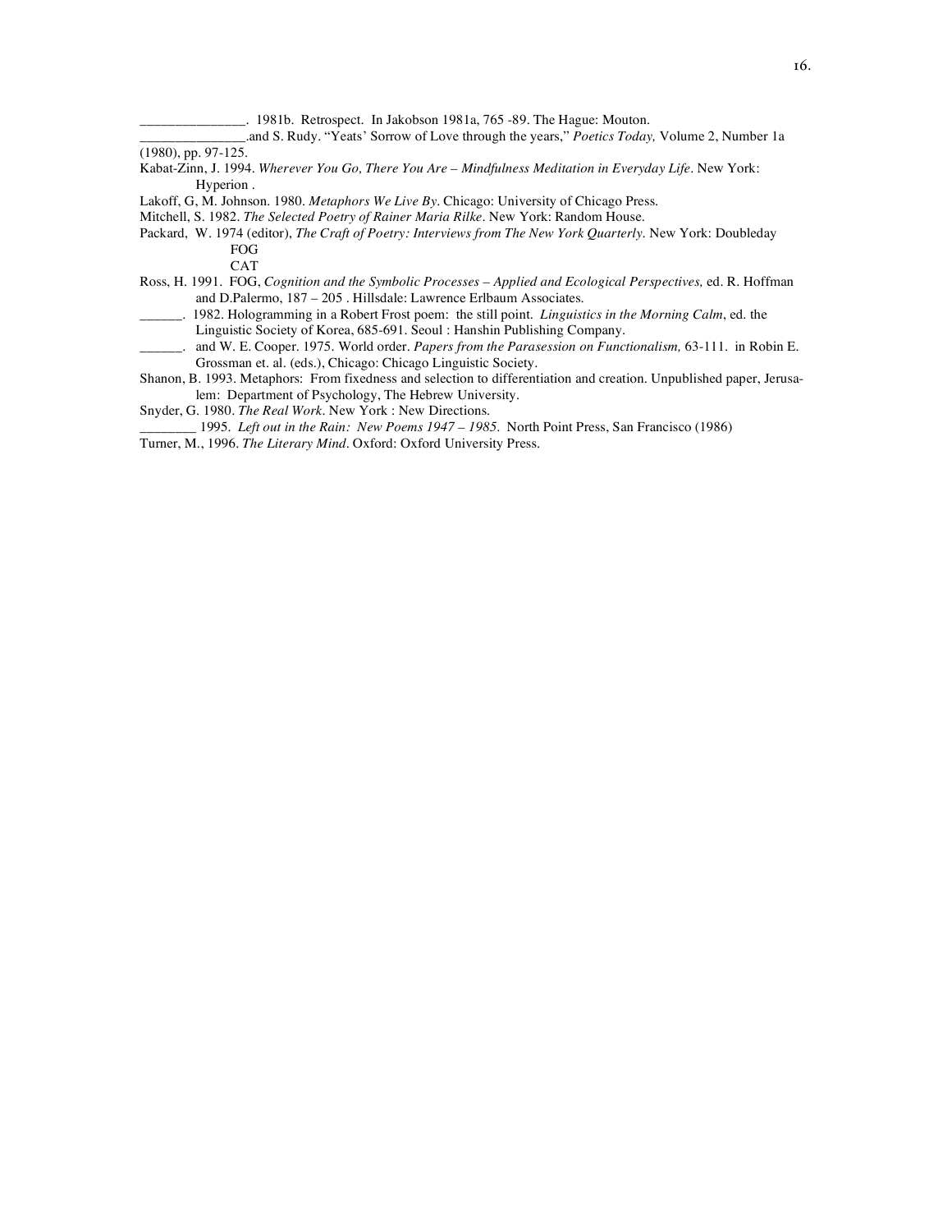_______________. 1981b. Retrospect. In Jakobson 1981a, 765 -89. The Hague: Mouton.

_______________.and S. Rudy. "Yeats' Sorrow of Love through the years," *Poetics Today,* Volume 2, Number 1a (1980), pp. 97-125.

Kabat-Zinn, J. 1994. *Wherever You Go, There You Are – Mindfulness Meditation in Everyday Life*. New York: Hyperion .

Lakoff, G, M. Johnson. 1980. *Metaphors We Live By*. Chicago: University of Chicago Press.

Mitchell, S. 1982. *The Selected Poetry of Rainer Maria Rilke*. New York: Random House.

Packard, W. 1974 (editor), *The Craft of Poetry: Interviews from The New York Quarterly*. New York: Doubleday
FOG
CAT

Ross, H. 1991. FOG, *Cognition and the Symbolic Processes – Applied and Ecological Perspectives,* ed. R. Hoffman and D.Palermo, 187 – 205 . Hillsdale: Lawrence Erlbaum Associates.

______. 1982. Hologramming in a Robert Frost poem: the still point. *Linguistics in the Morning Calm*, ed. the Linguistic Society of Korea, 685-691. Seoul : Hanshin Publishing Company.

______. and W. E. Cooper. 1975. World order. *Papers from the Parasession on Functionalism,* 63-111. in Robin E. Grossman et. al. (eds.), Chicago: Chicago Linguistic Society.

Shanon, B. 1993. Metaphors: From fixedness and selection to differentiation and creation. Unpublished paper, Jerusalem: Department of Psychology, The Hebrew University.

Snyder, G. 1980. *The Real Work*. New York : New Directions.

________ 1995. *Left out in the Rain: New Poems 1947 – 1985*. North Point Press, San Francisco (1986)

Turner, M., 1996. *The Literary Mind*. Oxford: Oxford University Press.